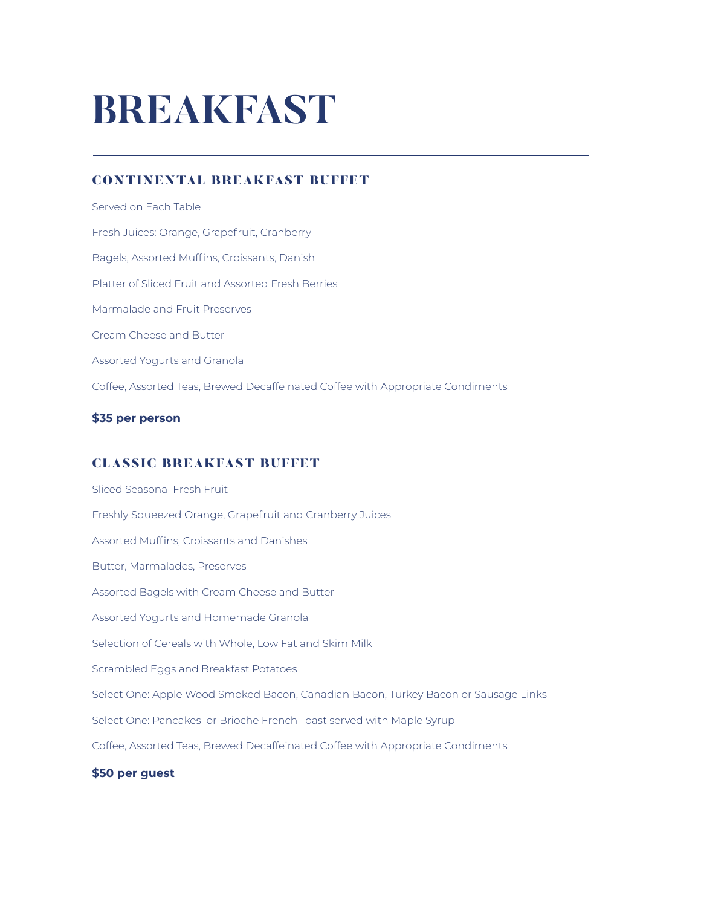# BREAKFAST

---

## CONTINENTAL BREAKFAST BUFFET

Served on Each Table

Fresh Juices: Orange, Grapefruit, Cranberry

Bagels, Assorted Muffins, Croissants, Danish

Platter of Sliced Fruit and Assorted Fresh Berries

Marmalade and Fruit Preserves

Cream Cheese and Butter

Assorted Yogurts and Granola

Coffee, Assorted Teas, Brewed Decaffeinated Coffee with Appropriate Condiments

**$35 per person**

## CLASSIC BREAKFAST BUFFET

Sliced Seasonal Fresh Fruit

Freshly Squeezed Orange, Grapefruit and Cranberry Juices

Assorted Muffins, Croissants and Danishes

Butter, Marmalades, Preserves

Assorted Bagels with Cream Cheese and Butter

Assorted Yogurts and Homemade Granola

Selection of Cereals with Whole, Low Fat and Skim Milk

Scrambled Eggs and Breakfast Potatoes

Select One: Apple Wood Smoked Bacon, Canadian Bacon, Turkey Bacon or Sausage Links

Select One: Pancakes or Brioche French Toast served with Maple Syrup

Coffee, Assorted Teas, Brewed Decaffeinated Coffee with Appropriate Condiments

**$50 per guest**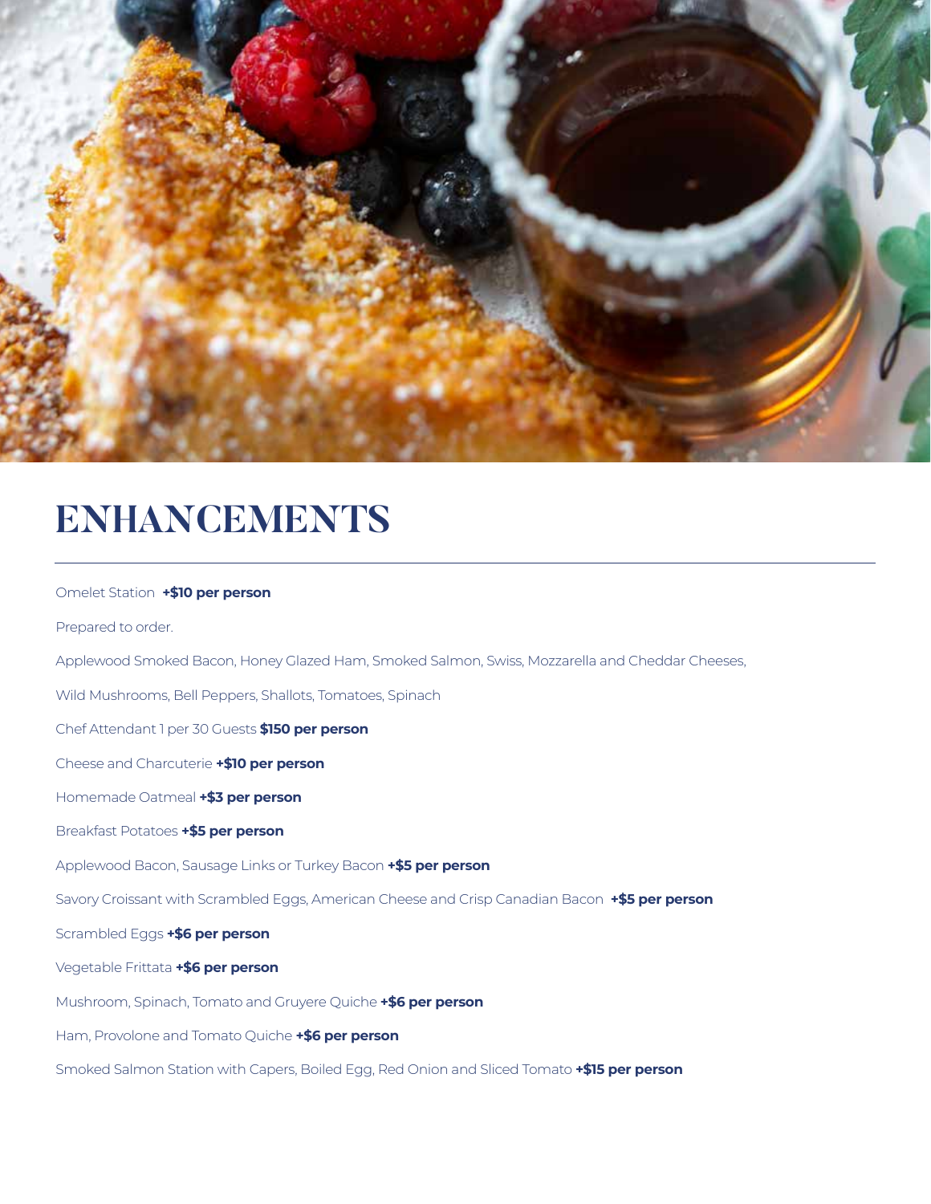# ENHANCEMENTS

Omelet Station **+$10 per person**

Prepared to order.

Applewood Smoked Bacon, Honey Glazed Ham, Smoked Salmon, Swiss, Mozzarella and Cheddar Cheeses,

Wild Mushrooms, Bell Peppers, Shallots, Tomatoes, Spinach

Chef Attendant 1 per 30 Guests **$150 per person**

Cheese and Charcuterie **+$10 per person**

Homemade Oatmeal **+$3 per person**

Breakfast Potatoes **+$5 per person**

Applewood Bacon, Sausage Links or Turkey Bacon **+$5 per person**

Savory Croissant with Scrambled Eggs, American Cheese and Crisp Canadian Bacon **+$5 per person**

Scrambled Eggs **+$6 per person**

Vegetable Frittata **+$6 per person**

Mushroom, Spinach, Tomato and Gruyere Quiche **+$6 per person**

Ham, Provolone and Tomato Quiche **+$6 per person**

Smoked Salmon Station with Capers, Boiled Egg, Red Onion and Sliced Tomato **+$15 per person**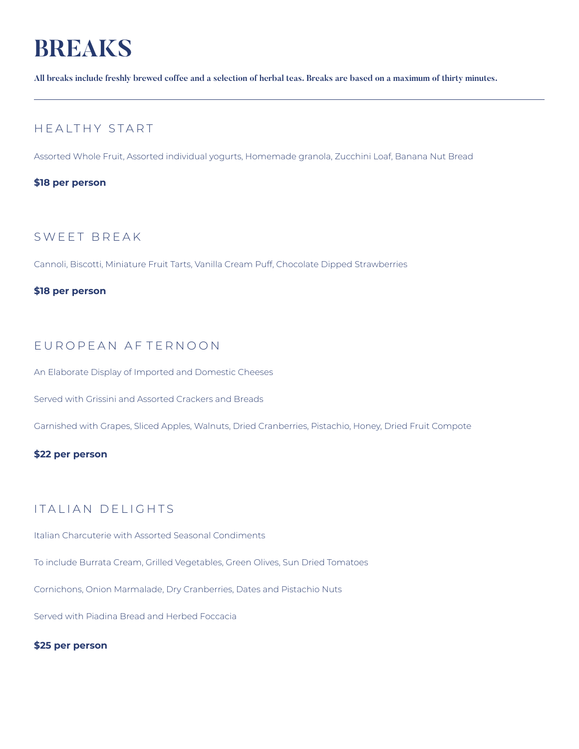# BREAKS

**All breaks include freshly brewed coffee and a selection of herbal teas. Breaks are based on a maximum of thirty minutes.**

---

## HEALTHY START

Assorted Whole Fruit, Assorted individual yogurts, Homemade granola, Zucchini Loaf, Banana Nut Bread

**$18 per person**

## SWEET BREAK

Cannoli, Biscotti, Miniature Fruit Tarts, Vanilla Cream Puff, Chocolate Dipped Strawberries

**$18 per person**

## EUROPEAN AFTERNOON

An Elaborate Display of Imported and Domestic Cheeses

Served with Grissini and Assorted Crackers and Breads

Garnished with Grapes, Sliced Apples, Walnuts, Dried Cranberries, Pistachio, Honey, Dried Fruit Compote

**$22 per person**

## ITALIAN DELIGHTS

Italian Charcuterie with Assorted Seasonal Condiments

To include Burrata Cream, Grilled Vegetables, Green Olives, Sun Dried Tomatoes

Cornichons, Onion Marmalade, Dry Cranberries, Dates and Pistachio Nuts

Served with Piadina Bread and Herbed Foccacia

**$25 per person**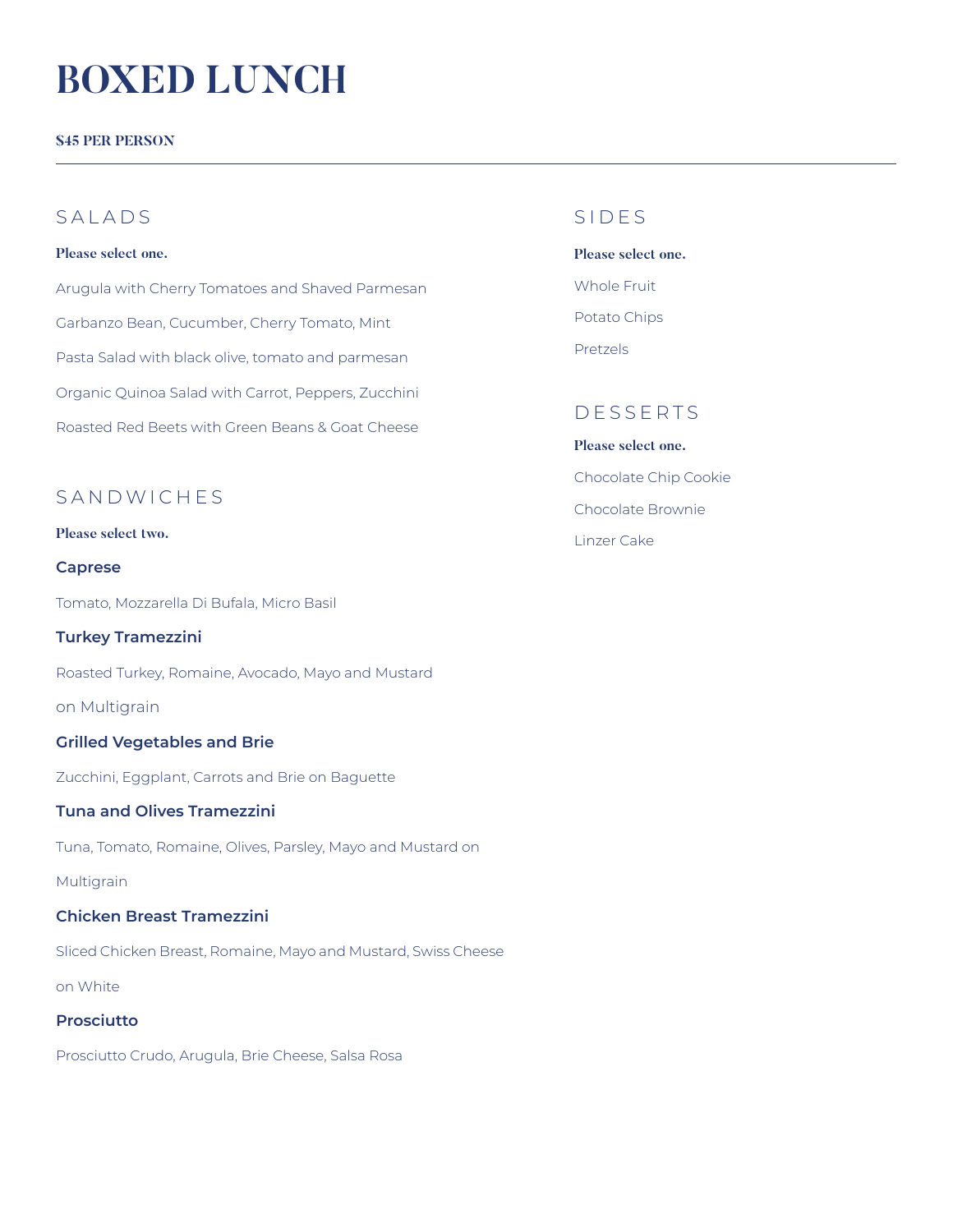# BOXED LUNCH

**$45 PER PERSON**

---

## SALADS

**Please select one.**

Arugula with Cherry Tomatoes and Shaved Parmesan

Garbanzo Bean, Cucumber, Cherry Tomato, Mint

Pasta Salad with black olive, tomato and parmesan

Organic Quinoa Salad with Carrot, Peppers, Zucchini

Roasted Red Beets with Green Beans & Goat Cheese

## SANDWICHES

**Please select two.**

**Caprese**

Tomato, Mozzarella Di Bufala, Micro Basil

**Turkey Tramezzini**

Roasted Turkey, Romaine, Avocado, Mayo and Mustard on Multigrain

**Grilled Vegetables and Brie**

Zucchini, Eggplant, Carrots and Brie on Baguette

**Tuna and Olives Tramezzini**

Tuna, Tomato, Romaine, Olives, Parsley, Mayo and Mustard on Multigrain

**Chicken Breast Tramezzini**

Sliced Chicken Breast, Romaine, Mayo and Mustard, Swiss Cheese on White

**Prosciutto**

Prosciutto Crudo, Arugula, Brie Cheese, Salsa Rosa

## SIDES

**Please select one.**

Whole Fruit

Potato Chips

Pretzels

## DESSERTS

**Please select one.**

Chocolate Chip Cookie

Chocolate Brownie

Linzer Cake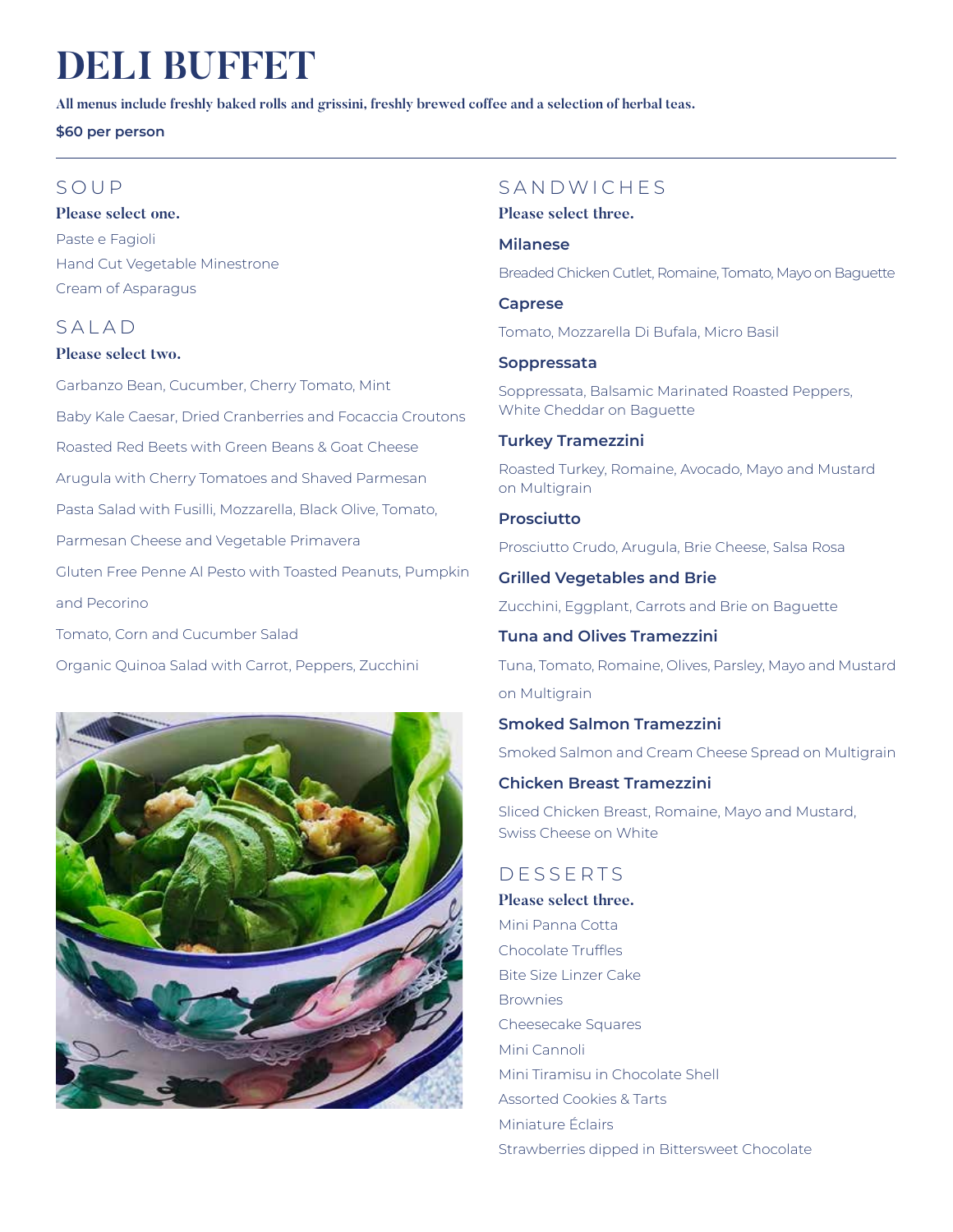# DELI BUFFET

**All menus include freshly baked rolls and grissini, freshly brewed coffee and a selection of herbal teas.**

**$60 per person**

## SOUP

**Please select one.**

Paste e Fagioli
Hand Cut Vegetable Minestrone
Cream of Asparagus

## SALAD

**Please select two.**

Garbanzo Bean, Cucumber, Cherry Tomato, Mint
Baby Kale Caesar, Dried Cranberries and Focaccia Croutons
Roasted Red Beets with Green Beans & Goat Cheese
Arugula with Cherry Tomatoes and Shaved Parmesan
Pasta Salad with Fusilli, Mozzarella, Black Olive, Tomato, Parmesan Cheese and Vegetable Primavera
Gluten Free Penne Al Pesto with Toasted Peanuts, Pumpkin and Pecorino
Tomato, Corn and Cucumber Salad
Organic Quinoa Salad with Carrot, Peppers, Zucchini

## SANDWICHES

**Please select three.**

**Milanese**
Breaded Chicken Cutlet, Romaine, Tomato, Mayo on Baguette

**Caprese**
Tomato, Mozzarella Di Bufala, Micro Basil

**Soppressata**
Soppressata, Balsamic Marinated Roasted Peppers, White Cheddar on Baguette

**Turkey Tramezzini**
Roasted Turkey, Romaine, Avocado, Mayo and Mustard on Multigrain

**Prosciutto**
Prosciutto Crudo, Arugula, Brie Cheese, Salsa Rosa

**Grilled Vegetables and Brie**
Zucchini, Eggplant, Carrots and Brie on Baguette

**Tuna and Olives Tramezzini**
Tuna, Tomato, Romaine, Olives, Parsley, Mayo and Mustard on Multigrain

**Smoked Salmon Tramezzini**
Smoked Salmon and Cream Cheese Spread on Multigrain

**Chicken Breast Tramezzini**
Sliced Chicken Breast, Romaine, Mayo and Mustard, Swiss Cheese on White

## DESSERTS

**Please select three.**

Mini Panna Cotta
Chocolate Truffles
Bite Size Linzer Cake
Brownies
Cheesecake Squares
Mini Cannoli
Mini Tiramisu in Chocolate Shell
Assorted Cookies & Tarts
Miniature Éclairs
Strawberries dipped in Bittersweet Chocolate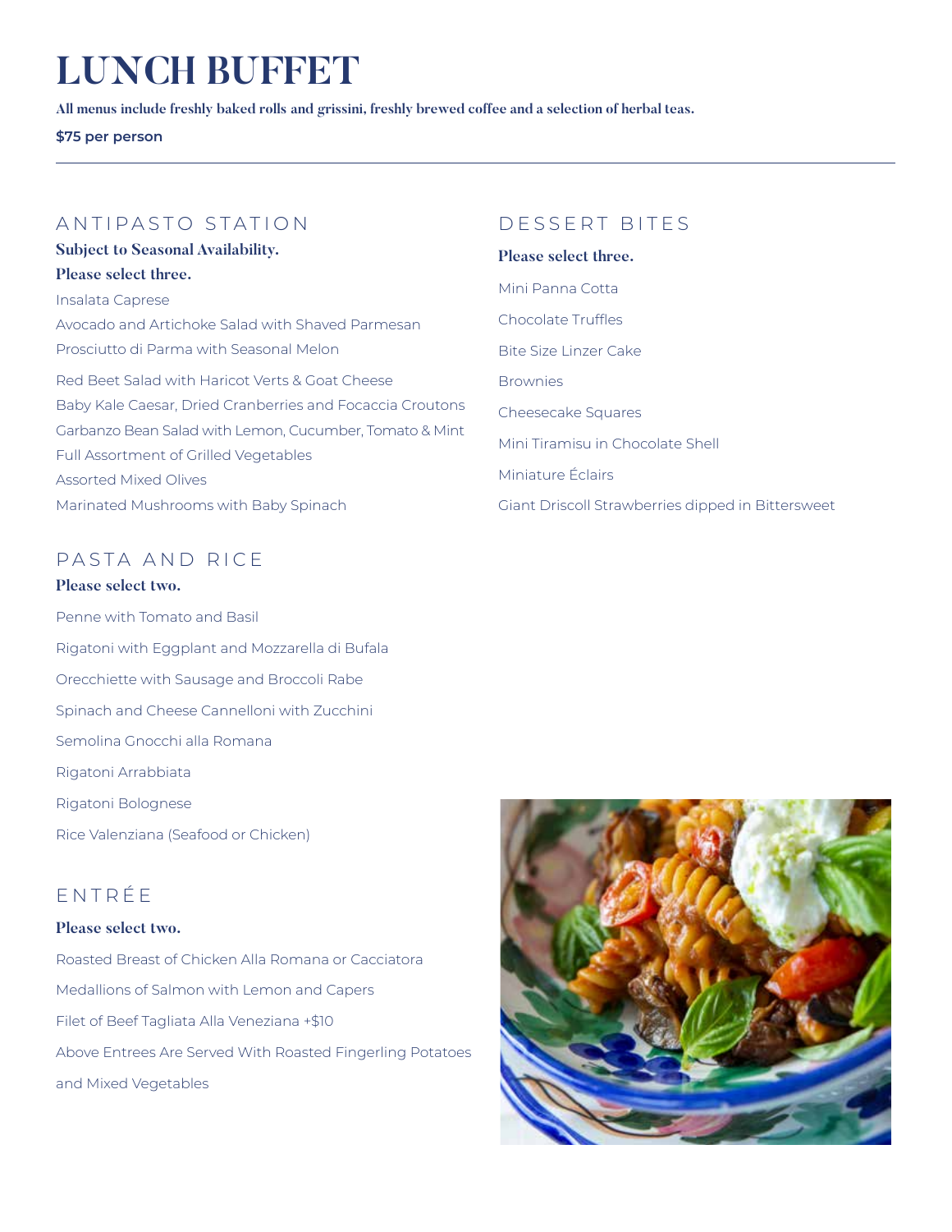# LUNCH BUFFET

**All menus include freshly baked rolls and grissini, freshly brewed coffee and a selection of herbal teas.**

**$75 per person**

---

## ANTIPASTO STATION

**Subject to Seasonal Availability.**

**Please select three.**

Insalata Caprese

Avocado and Artichoke Salad with Shaved Parmesan

Prosciutto di Parma with Seasonal Melon

Red Beet Salad with Haricot Verts & Goat Cheese

Baby Kale Caesar, Dried Cranberries and Focaccia Croutons

Garbanzo Bean Salad with Lemon, Cucumber, Tomato & Mint

Full Assortment of Grilled Vegetables

Assorted Mixed Olives

Marinated Mushrooms with Baby Spinach

## PASTA AND RICE

**Please select two.**

Penne with Tomato and Basil

Rigatoni with Eggplant and Mozzarella di Bufala

Orecchiette with Sausage and Broccoli Rabe

Spinach and Cheese Cannelloni with Zucchini

Semolina Gnocchi alla Romana

Rigatoni Arrabbiata

Rigatoni Bolognese

Rice Valenziana (Seafood or Chicken)

## ENTRÉE

**Please select two.**

Roasted Breast of Chicken Alla Romana or Cacciatora

Medallions of Salmon with Lemon and Capers

Filet of Beef Tagliata Alla Veneziana +$10

Above Entrees Are Served With Roasted Fingerling Potatoes and Mixed Vegetables

## DESSERT BITES

**Please select three.**

Mini Panna Cotta

Chocolate Truffles

Bite Size Linzer Cake

Brownies

Cheesecake Squares

Mini Tiramisu in Chocolate Shell

Miniature Éclairs

Giant Driscoll Strawberries dipped in Bittersweet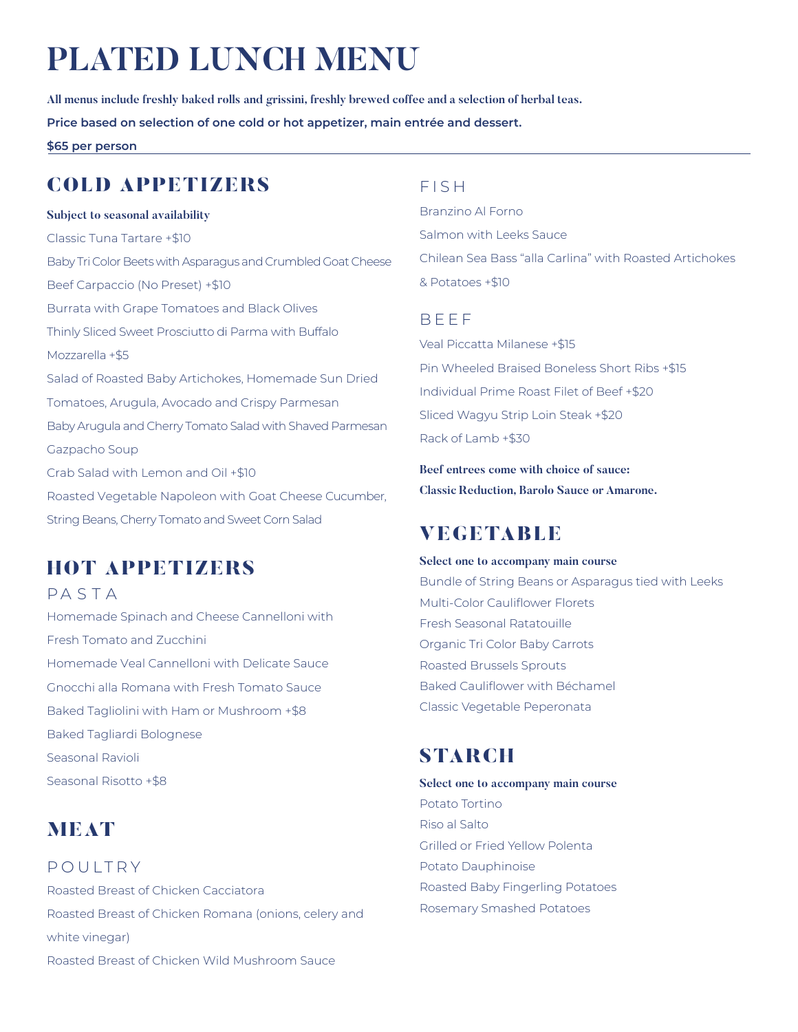# PLATED LUNCH MENU

**All menus include freshly baked rolls and grissini, freshly brewed coffee and a selection of herbal teas.**

**Price based on selection of one cold or hot appetizer, main entrée and dessert.**

**$65 per person**

## COLD APPETIZERS

**Subject to seasonal availability**

Classic Tuna Tartare +$10

Baby Tri Color Beets with Asparagus and Crumbled Goat Cheese

Beef Carpaccio (No Preset) +$10

Burrata with Grape Tomatoes and Black Olives

Thinly Sliced Sweet Prosciutto di Parma with Buffalo Mozzarella +$5

Salad of Roasted Baby Artichokes, Homemade Sun Dried Tomatoes, Arugula, Avocado and Crispy Parmesan

Baby Arugula and Cherry Tomato Salad with Shaved Parmesan

Gazpacho Soup

Crab Salad with Lemon and Oil +$10

Roasted Vegetable Napoleon with Goat Cheese Cucumber, String Beans, Cherry Tomato and Sweet Corn Salad

## HOT APPETIZERS

### PASTA

Homemade Spinach and Cheese Cannelloni with Fresh Tomato and Zucchini

Homemade Veal Cannelloni with Delicate Sauce

Gnocchi alla Romana with Fresh Tomato Sauce

Baked Tagliolini with Ham or Mushroom +$8

Baked Tagliardi Bolognese

Seasonal Ravioli

Seasonal Risotto +$8

## MEAT

### POULTRY

Roasted Breast of Chicken Cacciatora

Roasted Breast of Chicken Romana (onions, celery and white vinegar)

Roasted Breast of Chicken Wild Mushroom Sauce

### FISH

Branzino Al Forno

Salmon with Leeks Sauce

Chilean Sea Bass "alla Carlina" with Roasted Artichokes & Potatoes +$10

### BEEF

Veal Piccatta Milanese +$15

Pin Wheeled Braised Boneless Short Ribs +$15

Individual Prime Roast Filet of Beef +$20

Sliced Wagyu Strip Loin Steak +$20

Rack of Lamb +$30

**Beef entrees come with choice of sauce: Classic Reduction, Barolo Sauce or Amarone.**

## VEGETABLE

**Select one to accompany main course**

Bundle of String Beans or Asparagus tied with Leeks

Multi-Color Cauliflower Florets

Fresh Seasonal Ratatouille

Organic Tri Color Baby Carrots

Roasted Brussels Sprouts

Baked Cauliflower with Béchamel

Classic Vegetable Peperonata

## STARCH

**Select one to accompany main course**

Potato Tortino

Riso al Salto

Grilled or Fried Yellow Polenta

Potato Dauphinoise

Roasted Baby Fingerling Potatoes

Rosemary Smashed Potatoes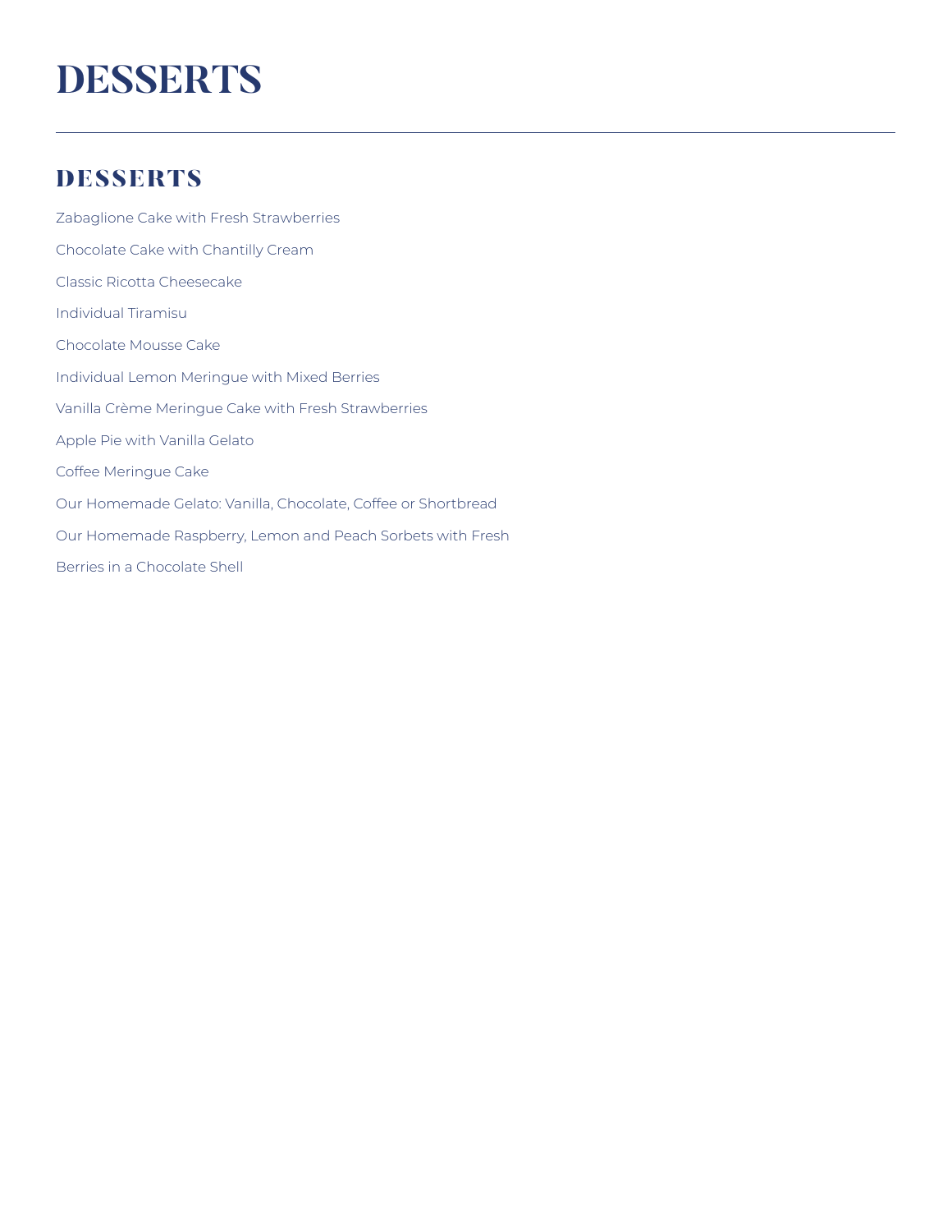# DESSERTS

---

## DESSERTS

Zabaglione Cake with Fresh Strawberries

Chocolate Cake with Chantilly Cream

Classic Ricotta Cheesecake

Individual Tiramisu

Chocolate Mousse Cake

Individual Lemon Meringue with Mixed Berries

Vanilla Crème Meringue Cake with Fresh Strawberries

Apple Pie with Vanilla Gelato

Coffee Meringue Cake

Our Homemade Gelato: Vanilla, Chocolate, Coffee or Shortbread

Our Homemade Raspberry, Lemon and Peach Sorbets with Fresh Berries in a Chocolate Shell